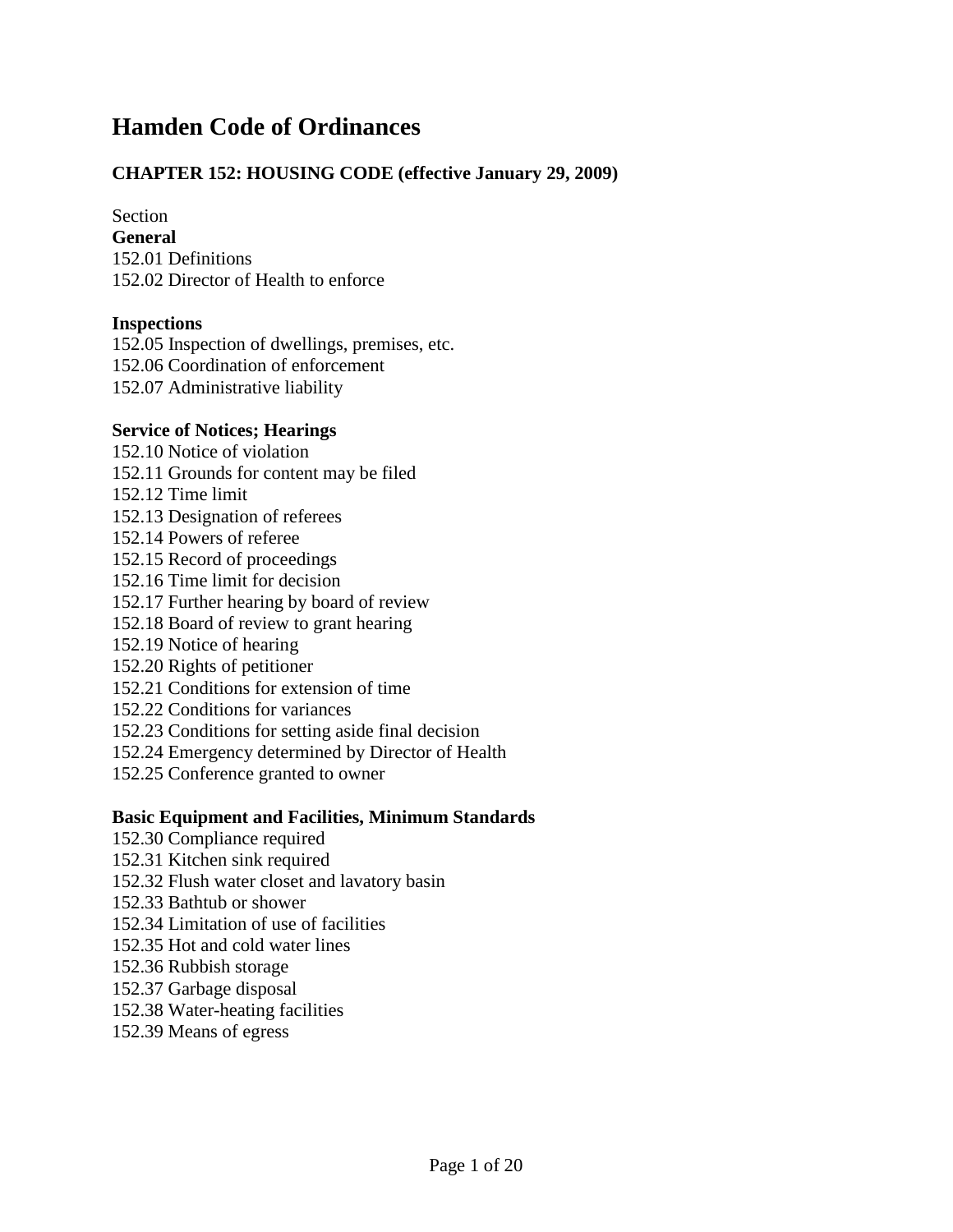# Hamden Code of Ordinances

## CHAPTER 152: HOUSING CODE (effective January 29, 2009)

Section

**General**

152.01 Definitions
152.02 Director of Health to enforce

**Inspections**

152.05 Inspection of dwellings, premises, etc.
152.06 Coordination of enforcement
152.07 Administrative liability

**Service of Notices; Hearings**

152.10 Notice of violation
152.11 Grounds for content may be filed
152.12 Time limit
152.13 Designation of referees
152.14 Powers of referee
152.15 Record of proceedings
152.16 Time limit for decision
152.17 Further hearing by board of review
152.18 Board of review to grant hearing
152.19 Notice of hearing
152.20 Rights of petitioner
152.21 Conditions for extension of time
152.22 Conditions for variances
152.23 Conditions for setting aside final decision
152.24 Emergency determined by Director of Health
152.25 Conference granted to owner

**Basic Equipment and Facilities, Minimum Standards**

152.30 Compliance required
152.31 Kitchen sink required
152.32 Flush water closet and lavatory basin
152.33 Bathtub or shower
152.34 Limitation of use of facilities
152.35 Hot and cold water lines
152.36 Rubbish storage
152.37 Garbage disposal
152.38 Water-heating facilities
152.39 Means of egress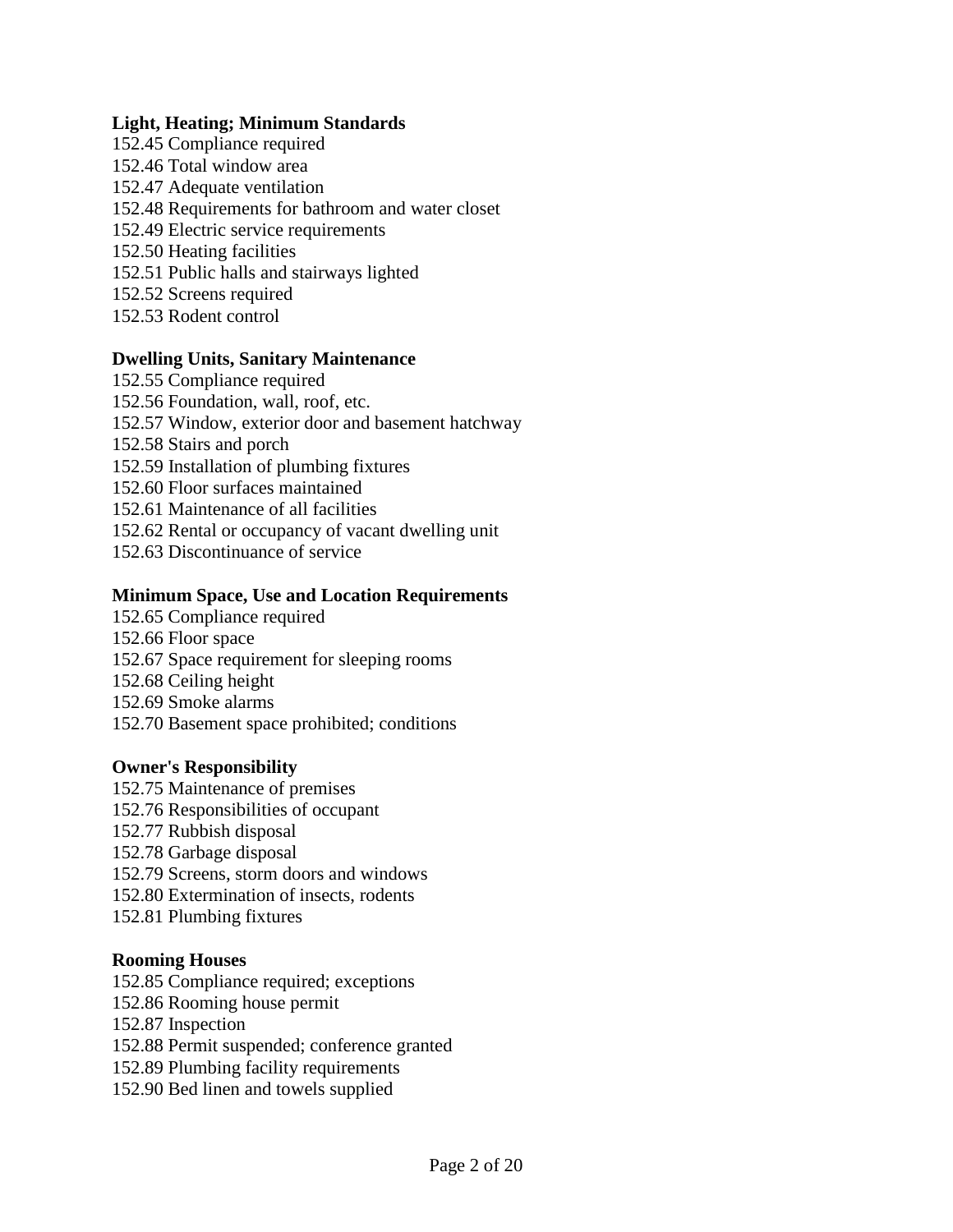**Light, Heating; Minimum Standards**

152.45 Compliance required
152.46 Total window area
152.47 Adequate ventilation
152.48 Requirements for bathroom and water closet
152.49 Electric service requirements
152.50 Heating facilities
152.51 Public halls and stairways lighted
152.52 Screens required
152.53 Rodent control

**Dwelling Units, Sanitary Maintenance**

152.55 Compliance required
152.56 Foundation, wall, roof, etc.
152.57 Window, exterior door and basement hatchway
152.58 Stairs and porch
152.59 Installation of plumbing fixtures
152.60 Floor surfaces maintained
152.61 Maintenance of all facilities
152.62 Rental or occupancy of vacant dwelling unit
152.63 Discontinuance of service

**Minimum Space, Use and Location Requirements**

152.65 Compliance required
152.66 Floor space
152.67 Space requirement for sleeping rooms
152.68 Ceiling height
152.69 Smoke alarms
152.70 Basement space prohibited; conditions

**Owner's Responsibility**

152.75 Maintenance of premises
152.76 Responsibilities of occupant
152.77 Rubbish disposal
152.78 Garbage disposal
152.79 Screens, storm doors and windows
152.80 Extermination of insects, rodents
152.81 Plumbing fixtures

**Rooming Houses**

152.85 Compliance required; exceptions
152.86 Rooming house permit
152.87 Inspection
152.88 Permit suspended; conference granted
152.89 Plumbing facility requirements
152.90 Bed linen and towels supplied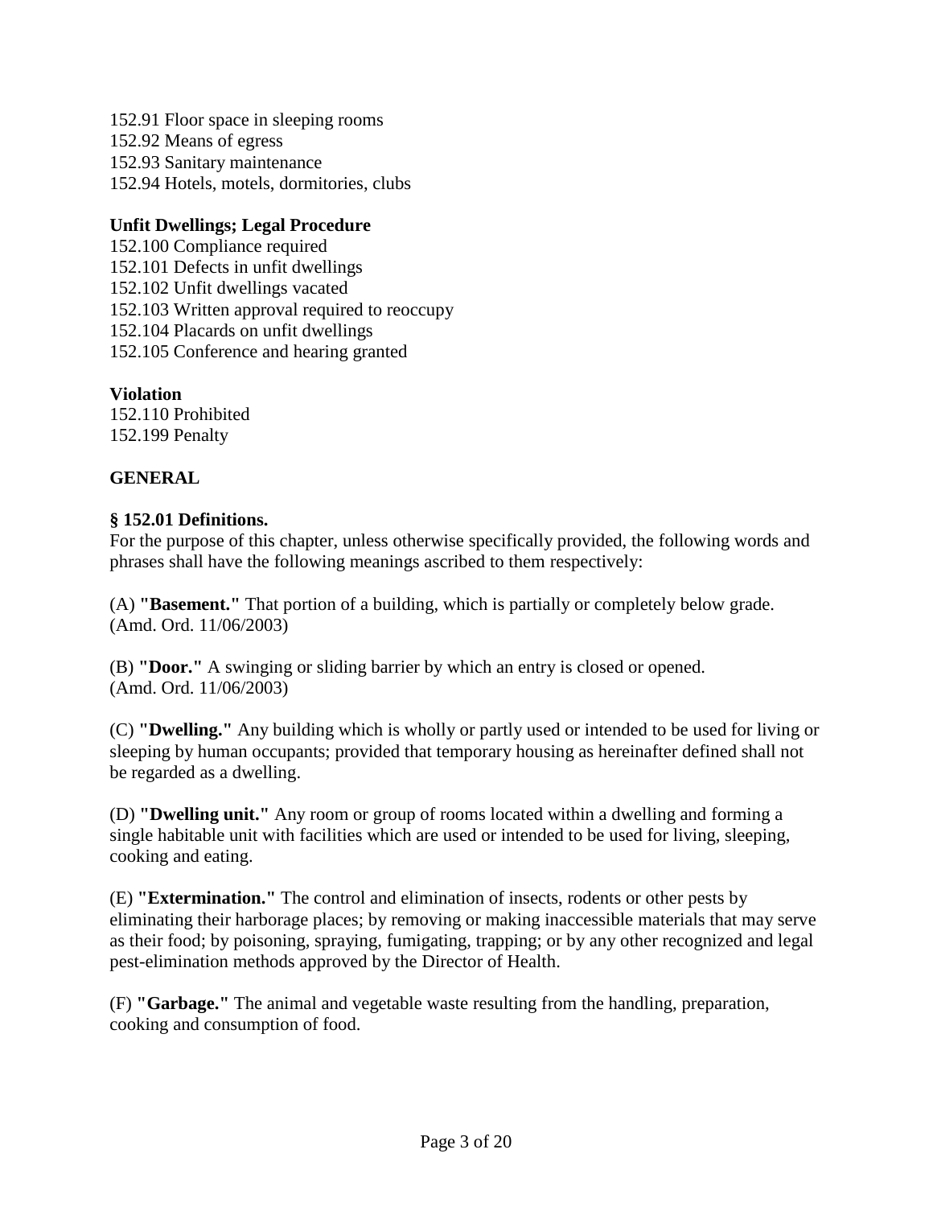152.91 Floor space in sleeping rooms
152.92 Means of egress
152.93 Sanitary maintenance
152.94 Hotels, motels, dormitories, clubs

**Unfit Dwellings; Legal Procedure**

152.100 Compliance required
152.101 Defects in unfit dwellings
152.102 Unfit dwellings vacated
152.103 Written approval required to reoccupy
152.104 Placards on unfit dwellings
152.105 Conference and hearing granted

**Violation**

152.110 Prohibited
152.199 Penalty

## GENERAL

### § 152.01 Definitions.

For the purpose of this chapter, unless otherwise specifically provided, the following words and phrases shall have the following meanings ascribed to them respectively:

(A) **"Basement."** That portion of a building, which is partially or completely below grade.
(Amd. Ord. 11/06/2003)

(B) **"Door."** A swinging or sliding barrier by which an entry is closed or opened.
(Amd. Ord. 11/06/2003)

(C) **"Dwelling."** Any building which is wholly or partly used or intended to be used for living or sleeping by human occupants; provided that temporary housing as hereinafter defined shall not be regarded as a dwelling.

(D) **"Dwelling unit."** Any room or group of rooms located within a dwelling and forming a single habitable unit with facilities which are used or intended to be used for living, sleeping, cooking and eating.

(E) **"Extermination."** The control and elimination of insects, rodents or other pests by eliminating their harborage places; by removing or making inaccessible materials that may serve as their food; by poisoning, spraying, fumigating, trapping; or by any other recognized and legal pest-elimination methods approved by the Director of Health.

(F) **"Garbage."** The animal and vegetable waste resulting from the handling, preparation, cooking and consumption of food.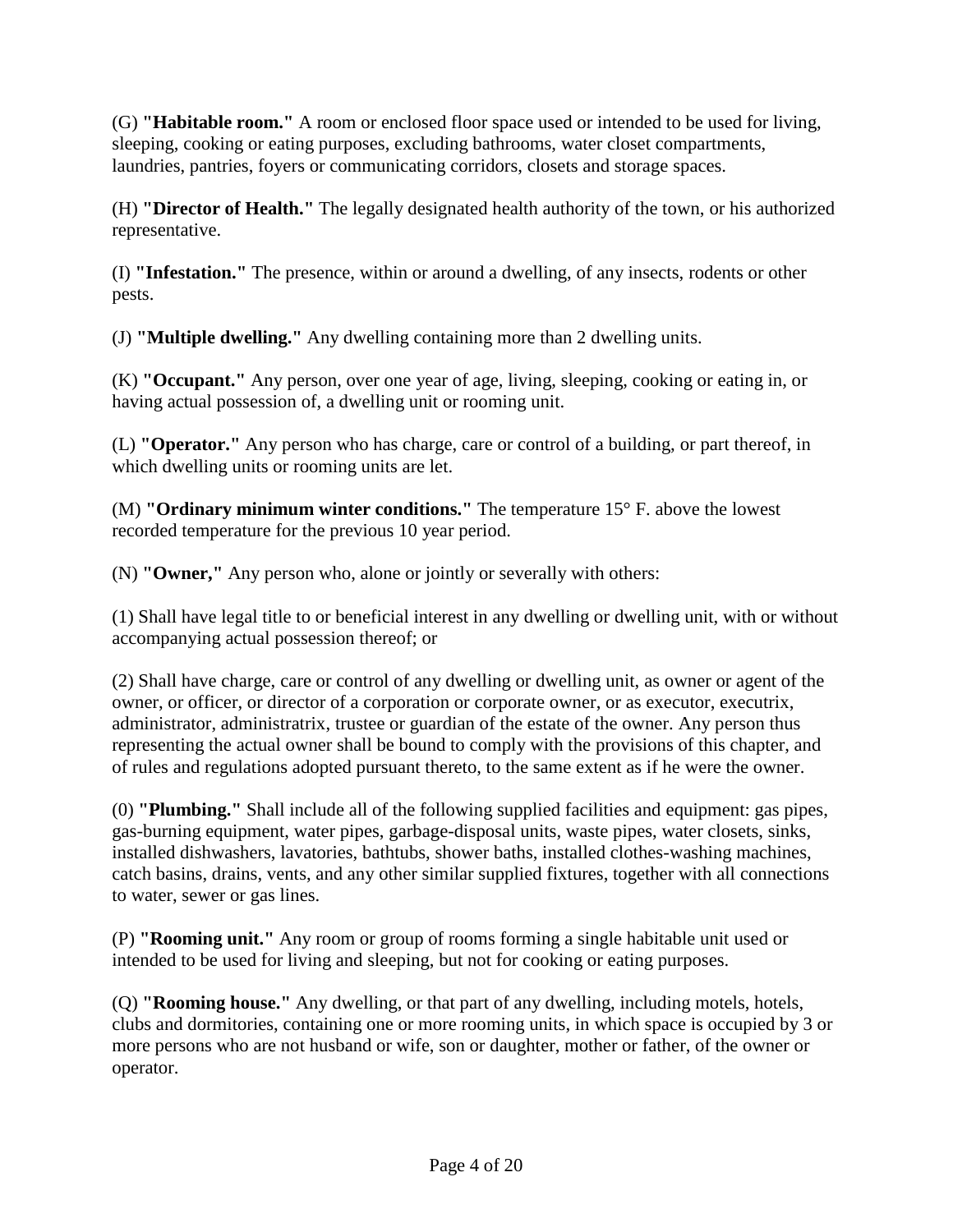(G) **"Habitable room."** A room or enclosed floor space used or intended to be used for living, sleeping, cooking or eating purposes, excluding bathrooms, water closet compartments, laundries, pantries, foyers or communicating corridors, closets and storage spaces.

(H) **"Director of Health."** The legally designated health authority of the town, or his authorized representative.

(I) **"Infestation."** The presence, within or around a dwelling, of any insects, rodents or other pests.

(J) **"Multiple dwelling."** Any dwelling containing more than 2 dwelling units.

(K) **"Occupant."** Any person, over one year of age, living, sleeping, cooking or eating in, or having actual possession of, a dwelling unit or rooming unit.

(L) **"Operator."** Any person who has charge, care or control of a building, or part thereof, in which dwelling units or rooming units are let.

(M) **"Ordinary minimum winter conditions."** The temperature 15° F. above the lowest recorded temperature for the previous 10 year period.

(N) **"Owner,"** Any person who, alone or jointly or severally with others:

(1) Shall have legal title to or beneficial interest in any dwelling or dwelling unit, with or without accompanying actual possession thereof; or

(2) Shall have charge, care or control of any dwelling or dwelling unit, as owner or agent of the owner, or officer, or director of a corporation or corporate owner, or as executor, executrix, administrator, administratrix, trustee or guardian of the estate of the owner. Any person thus representing the actual owner shall be bound to comply with the provisions of this chapter, and of rules and regulations adopted pursuant thereto, to the same extent as if he were the owner.

(0) **"Plumbing."** Shall include all of the following supplied facilities and equipment: gas pipes, gas-burning equipment, water pipes, garbage-disposal units, waste pipes, water closets, sinks, installed dishwashers, lavatories, bathtubs, shower baths, installed clothes-washing machines, catch basins, drains, vents, and any other similar supplied fixtures, together with all connections to water, sewer or gas lines.

(P) **"Rooming unit."** Any room or group of rooms forming a single habitable unit used or intended to be used for living and sleeping, but not for cooking or eating purposes.

(Q) **"Rooming house."** Any dwelling, or that part of any dwelling, including motels, hotels, clubs and dormitories, containing one or more rooming units, in which space is occupied by 3 or more persons who are not husband or wife, son or daughter, mother or father, of the owner or operator.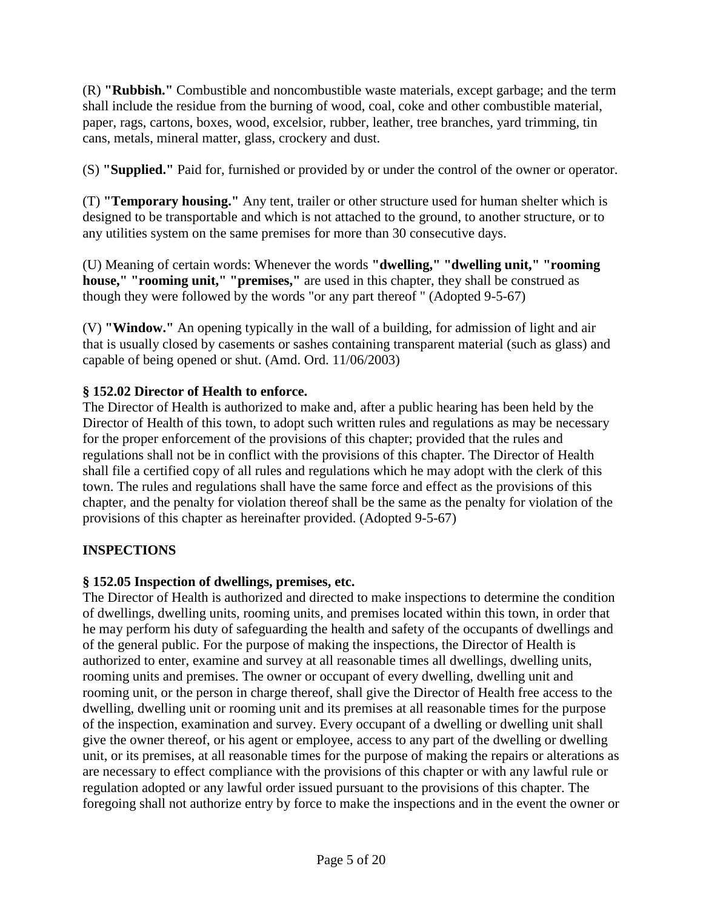(R) **"Rubbish."** Combustible and noncombustible waste materials, except garbage; and the term shall include the residue from the burning of wood, coal, coke and other combustible material, paper, rags, cartons, boxes, wood, excelsior, rubber, leather, tree branches, yard trimming, tin cans, metals, mineral matter, glass, crockery and dust.

(S) **"Supplied."** Paid for, furnished or provided by or under the control of the owner or operator.

(T) **"Temporary housing."** Any tent, trailer or other structure used for human shelter which is designed to be transportable and which is not attached to the ground, to another structure, or to any utilities system on the same premises for more than 30 consecutive days.

(U) Meaning of certain words: Whenever the words **"dwelling," "dwelling unit," "rooming house," "rooming unit," "premises,"** are used in this chapter, they shall be construed as though they were followed by the words "or any part thereof " (Adopted 9-5-67)

(V) **"Window."** An opening typically in the wall of a building, for admission of light and air that is usually closed by casements or sashes containing transparent material (such as glass) and capable of being opened or shut. (Amd. Ord. 11/06/2003)

**§ 152.02 Director of Health to enforce.**
The Director of Health is authorized to make and, after a public hearing has been held by the Director of Health of this town, to adopt such written rules and regulations as may be necessary for the proper enforcement of the provisions of this chapter; provided that the rules and regulations shall not be in conflict with the provisions of this chapter. The Director of Health shall file a certified copy of all rules and regulations which he may adopt with the clerk of this town. The rules and regulations shall have the same force and effect as the provisions of this chapter, and the penalty for violation thereof shall be the same as the penalty for violation of the provisions of this chapter as hereinafter provided. (Adopted 9-5-67)

## INSPECTIONS

**§ 152.05 Inspection of dwellings, premises, etc.**
The Director of Health is authorized and directed to make inspections to determine the condition of dwellings, dwelling units, rooming units, and premises located within this town, in order that he may perform his duty of safeguarding the health and safety of the occupants of dwellings and of the general public. For the purpose of making the inspections, the Director of Health is authorized to enter, examine and survey at all reasonable times all dwellings, dwelling units, rooming units and premises. The owner or occupant of every dwelling, dwelling unit and rooming unit, or the person in charge thereof, shall give the Director of Health free access to the dwelling, dwelling unit or rooming unit and its premises at all reasonable times for the purpose of the inspection, examination and survey. Every occupant of a dwelling or dwelling unit shall give the owner thereof, or his agent or employee, access to any part of the dwelling or dwelling unit, or its premises, at all reasonable times for the purpose of making the repairs or alterations as are necessary to effect compliance with the provisions of this chapter or with any lawful rule or regulation adopted or any lawful order issued pursuant to the provisions of this chapter. The foregoing shall not authorize entry by force to make the inspections and in the event the owner or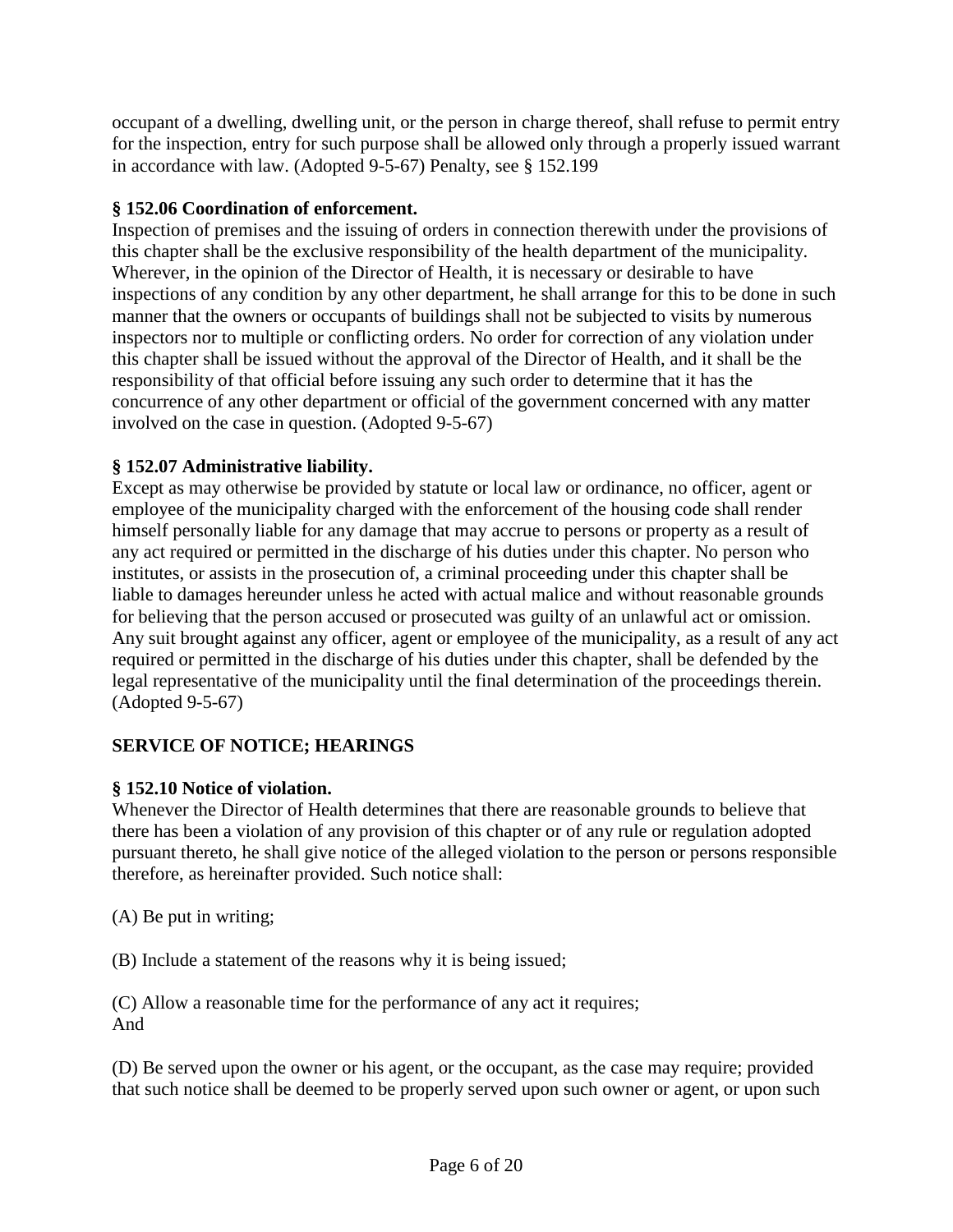occupant of a dwelling, dwelling unit, or the person in charge thereof, shall refuse to permit entry for the inspection, entry for such purpose shall be allowed only through a properly issued warrant in accordance with law. (Adopted 9-5-67) Penalty, see § 152.199

**§ 152.06 Coordination of enforcement.**
Inspection of premises and the issuing of orders in connection therewith under the provisions of this chapter shall be the exclusive responsibility of the health department of the municipality. Wherever, in the opinion of the Director of Health, it is necessary or desirable to have inspections of any condition by any other department, he shall arrange for this to be done in such manner that the owners or occupants of buildings shall not be subjected to visits by numerous inspectors nor to multiple or conflicting orders. No order for correction of any violation under this chapter shall be issued without the approval of the Director of Health, and it shall be the responsibility of that official before issuing any such order to determine that it has the concurrence of any other department or official of the government concerned with any matter involved on the case in question. (Adopted 9-5-67)

**§ 152.07 Administrative liability.**
Except as may otherwise be provided by statute or local law or ordinance, no officer, agent or employee of the municipality charged with the enforcement of the housing code shall render himself personally liable for any damage that may accrue to persons or property as a result of any act required or permitted in the discharge of his duties under this chapter. No person who institutes, or assists in the prosecution of, a criminal proceeding under this chapter shall be liable to damages hereunder unless he acted with actual malice and without reasonable grounds for believing that the person accused or prosecuted was guilty of an unlawful act or omission. Any suit brought against any officer, agent or employee of the municipality, as a result of any act required or permitted in the discharge of his duties under this chapter, shall be defended by the legal representative of the municipality until the final determination of the proceedings therein. (Adopted 9-5-67)

**SERVICE OF NOTICE; HEARINGS**

**§ 152.10 Notice of violation.**
Whenever the Director of Health determines that there are reasonable grounds to believe that there has been a violation of any provision of this chapter or of any rule or regulation adopted pursuant thereto, he shall give notice of the alleged violation to the person or persons responsible therefore, as hereinafter provided. Such notice shall:

(A) Be put in writing;

(B) Include a statement of the reasons why it is being issued;

(C) Allow a reasonable time for the performance of any act it requires;
And

(D) Be served upon the owner or his agent, or the occupant, as the case may require; provided that such notice shall be deemed to be properly served upon such owner or agent, or upon such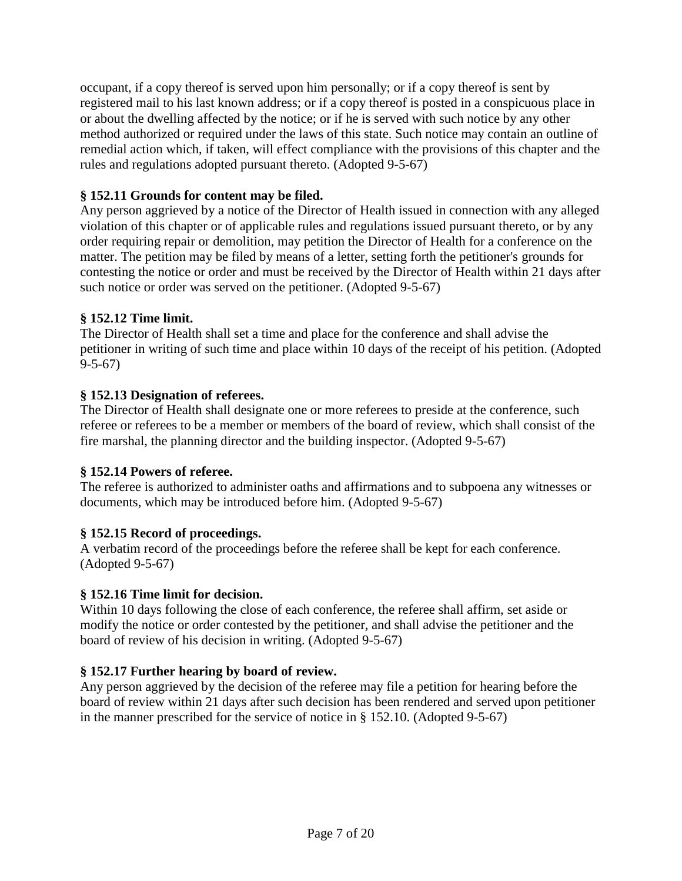occupant, if a copy thereof is served upon him personally; or if a copy thereof is sent by registered mail to his last known address; or if a copy thereof is posted in a conspicuous place in or about the dwelling affected by the notice; or if he is served with such notice by any other method authorized or required under the laws of this state. Such notice may contain an outline of remedial action which, if taken, will effect compliance with the provisions of this chapter and the rules and regulations adopted pursuant thereto. (Adopted 9-5-67)

**§ 152.11 Grounds for content may be filed.**

Any person aggrieved by a notice of the Director of Health issued in connection with any alleged violation of this chapter or of applicable rules and regulations issued pursuant thereto, or by any order requiring repair or demolition, may petition the Director of Health for a conference on the matter. The petition may be filed by means of a letter, setting forth the petitioner's grounds for contesting the notice or order and must be received by the Director of Health within 21 days after such notice or order was served on the petitioner. (Adopted 9-5-67)

**§ 152.12 Time limit.**

The Director of Health shall set a time and place for the conference and shall advise the petitioner in writing of such time and place within 10 days of the receipt of his petition. (Adopted 9-5-67)

**§ 152.13 Designation of referees.**

The Director of Health shall designate one or more referees to preside at the conference, such referee or referees to be a member or members of the board of review, which shall consist of the fire marshal, the planning director and the building inspector. (Adopted 9-5-67)

**§ 152.14 Powers of referee.**

The referee is authorized to administer oaths and affirmations and to subpoena any witnesses or documents, which may be introduced before him. (Adopted 9-5-67)

**§ 152.15 Record of proceedings.**

A verbatim record of the proceedings before the referee shall be kept for each conference. (Adopted 9-5-67)

**§ 152.16 Time limit for decision.**

Within 10 days following the close of each conference, the referee shall affirm, set aside or modify the notice or order contested by the petitioner, and shall advise the petitioner and the board of review of his decision in writing. (Adopted 9-5-67)

**§ 152.17 Further hearing by board of review.**

Any person aggrieved by the decision of the referee may file a petition for hearing before the board of review within 21 days after such decision has been rendered and served upon petitioner in the manner prescribed for the service of notice in § 152.10. (Adopted 9-5-67)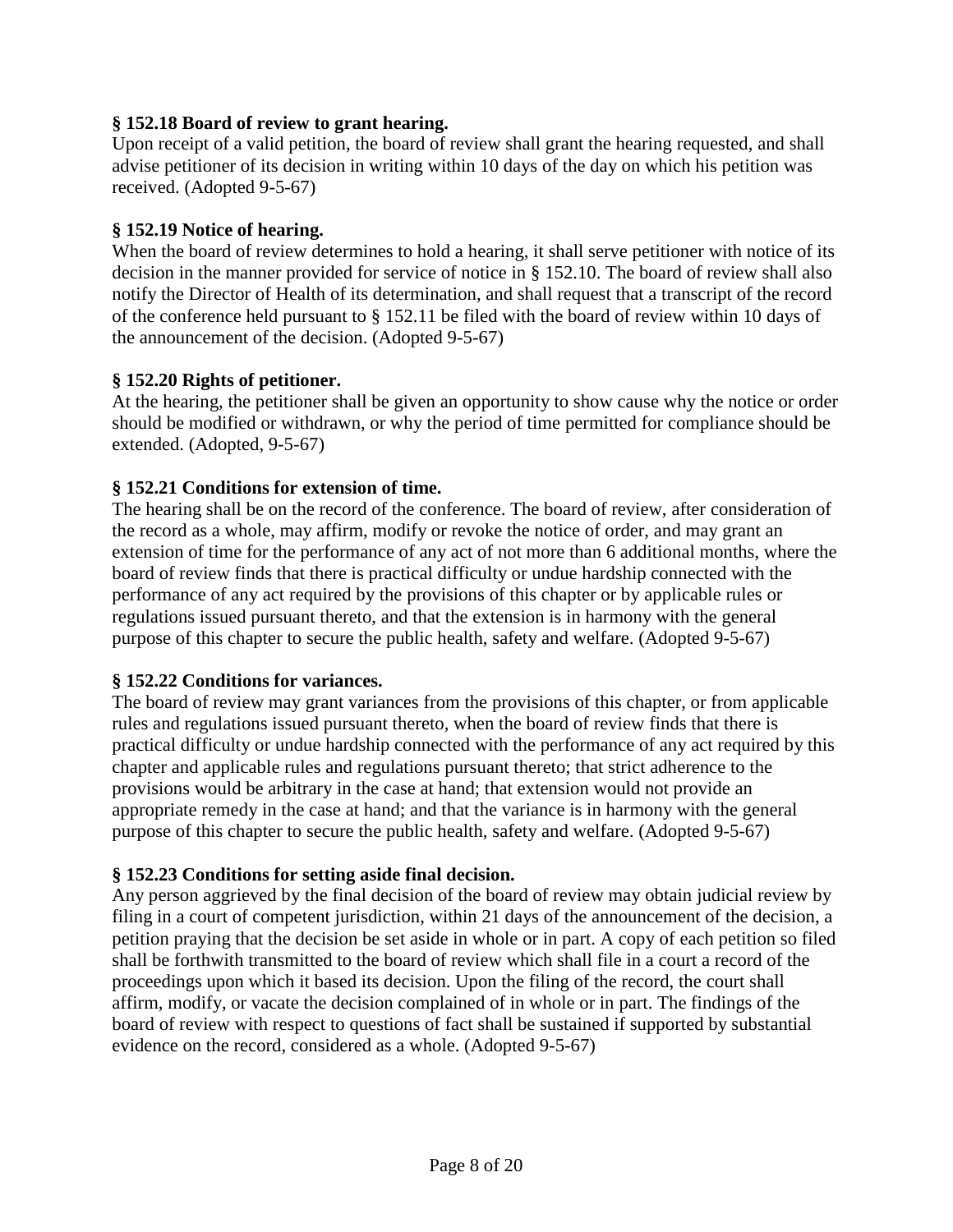**§ 152.18 Board of review to grant hearing.**
Upon receipt of a valid petition, the board of review shall grant the hearing requested, and shall advise petitioner of its decision in writing within 10 days of the day on which his petition was received. (Adopted 9-5-67)

**§ 152.19 Notice of hearing.**
When the board of review determines to hold a hearing, it shall serve petitioner with notice of its decision in the manner provided for service of notice in § 152.10. The board of review shall also notify the Director of Health of its determination, and shall request that a transcript of the record of the conference held pursuant to § 152.11 be filed with the board of review within 10 days of the announcement of the decision. (Adopted 9-5-67)

**§ 152.20 Rights of petitioner.**
At the hearing, the petitioner shall be given an opportunity to show cause why the notice or order should be modified or withdrawn, or why the period of time permitted for compliance should be extended. (Adopted, 9-5-67)

**§ 152.21 Conditions for extension of time.**
The hearing shall be on the record of the conference. The board of review, after consideration of the record as a whole, may affirm, modify or revoke the notice of order, and may grant an extension of time for the performance of any act of not more than 6 additional months, where the board of review finds that there is practical difficulty or undue hardship connected with the performance of any act required by the provisions of this chapter or by applicable rules or regulations issued pursuant thereto, and that the extension is in harmony with the general purpose of this chapter to secure the public health, safety and welfare. (Adopted 9-5-67)

**§ 152.22 Conditions for variances.**
The board of review may grant variances from the provisions of this chapter, or from applicable rules and regulations issued pursuant thereto, when the board of review finds that there is practical difficulty or undue hardship connected with the performance of any act required by this chapter and applicable rules and regulations pursuant thereto; that strict adherence to the provisions would be arbitrary in the case at hand; that extension would not provide an appropriate remedy in the case at hand; and that the variance is in harmony with the general purpose of this chapter to secure the public health, safety and welfare. (Adopted 9-5-67)

**§ 152.23 Conditions for setting aside final decision.**
Any person aggrieved by the final decision of the board of review may obtain judicial review by filing in a court of competent jurisdiction, within 21 days of the announcement of the decision, a petition praying that the decision be set aside in whole or in part. A copy of each petition so filed shall be forthwith transmitted to the board of review which shall file in a court a record of the proceedings upon which it based its decision. Upon the filing of the record, the court shall affirm, modify, or vacate the decision complained of in whole or in part. The findings of the board of review with respect to questions of fact shall be sustained if supported by substantial evidence on the record, considered as a whole. (Adopted 9-5-67)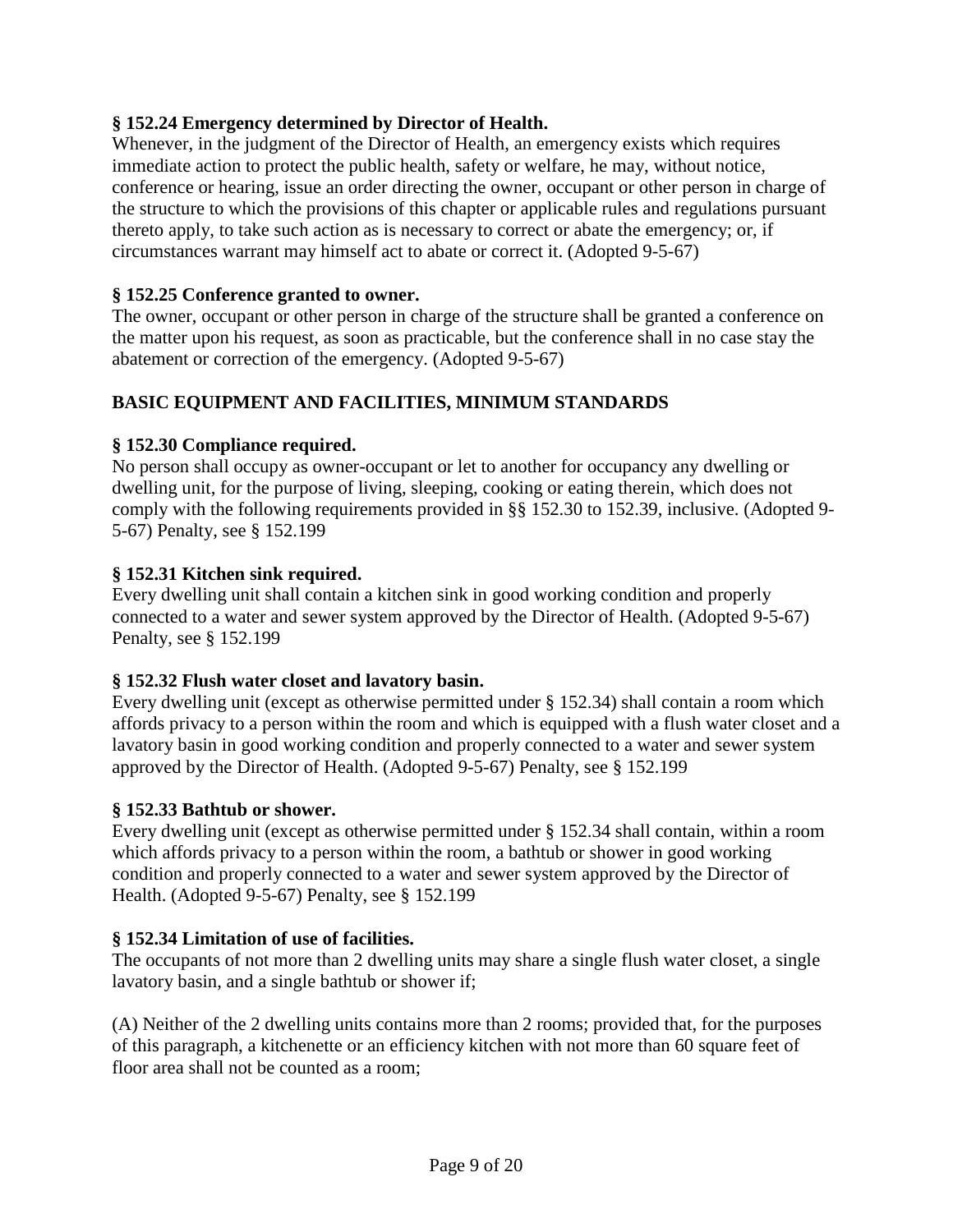**§ 152.24 Emergency determined by Director of Health.**
Whenever, in the judgment of the Director of Health, an emergency exists which requires immediate action to protect the public health, safety or welfare, he may, without notice, conference or hearing, issue an order directing the owner, occupant or other person in charge of the structure to which the provisions of this chapter or applicable rules and regulations pursuant thereto apply, to take such action as is necessary to correct or abate the emergency; or, if circumstances warrant may himself act to abate or correct it. (Adopted 9-5-67)

**§ 152.25 Conference granted to owner.**
The owner, occupant or other person in charge of the structure shall be granted a conference on the matter upon his request, as soon as practicable, but the conference shall in no case stay the abatement or correction of the emergency. (Adopted 9-5-67)

## BASIC EQUIPMENT AND FACILITIES, MINIMUM STANDARDS

**§ 152.30 Compliance required.**
No person shall occupy as owner-occupant or let to another for occupancy any dwelling or dwelling unit, for the purpose of living, sleeping, cooking or eating therein, which does not comply with the following requirements provided in §§ 152.30 to 152.39, inclusive. (Adopted 9-5-67) Penalty, see § 152.199

**§ 152.31 Kitchen sink required.**
Every dwelling unit shall contain a kitchen sink in good working condition and properly connected to a water and sewer system approved by the Director of Health. (Adopted 9-5-67) Penalty, see § 152.199

**§ 152.32 Flush water closet and lavatory basin.**
Every dwelling unit (except as otherwise permitted under § 152.34) shall contain a room which affords privacy to a person within the room and which is equipped with a flush water closet and a lavatory basin in good working condition and properly connected to a water and sewer system approved by the Director of Health. (Adopted 9-5-67) Penalty, see § 152.199

**§ 152.33 Bathtub or shower.**
Every dwelling unit (except as otherwise permitted under § 152.34 shall contain, within a room which affords privacy to a person within the room, a bathtub or shower in good working condition and properly connected to a water and sewer system approved by the Director of Health. (Adopted 9-5-67) Penalty, see § 152.199

**§ 152.34 Limitation of use of facilities.**
The occupants of not more than 2 dwelling units may share a single flush water closet, a single lavatory basin, and a single bathtub or shower if;

(A) Neither of the 2 dwelling units contains more than 2 rooms; provided that, for the purposes of this paragraph, a kitchenette or an efficiency kitchen with not more than 60 square feet of floor area shall not be counted as a room;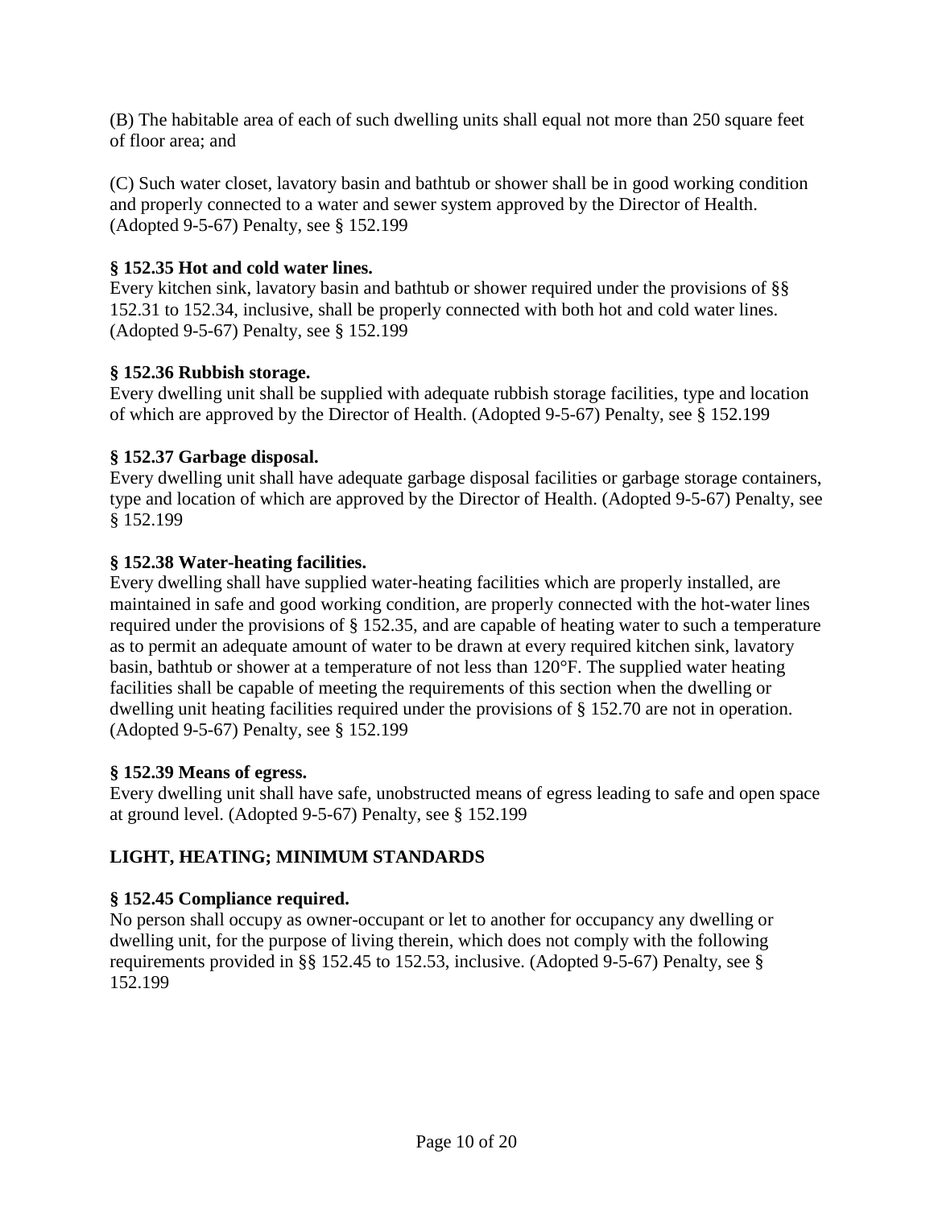(B) The habitable area of each of such dwelling units shall equal not more than 250 square feet of floor area; and

(C) Such water closet, lavatory basin and bathtub or shower shall be in good working condition and properly connected to a water and sewer system approved by the Director of Health. (Adopted 9-5-67) Penalty, see § 152.199

**§ 152.35 Hot and cold water lines.**
Every kitchen sink, lavatory basin and bathtub or shower required under the provisions of §§ 152.31 to 152.34, inclusive, shall be properly connected with both hot and cold water lines. (Adopted 9-5-67) Penalty, see § 152.199

**§ 152.36 Rubbish storage.**
Every dwelling unit shall be supplied with adequate rubbish storage facilities, type and location of which are approved by the Director of Health. (Adopted 9-5-67) Penalty, see § 152.199

**§ 152.37 Garbage disposal.**
Every dwelling unit shall have adequate garbage disposal facilities or garbage storage containers, type and location of which are approved by the Director of Health. (Adopted 9-5-67) Penalty, see § 152.199

**§ 152.38 Water-heating facilities.**
Every dwelling shall have supplied water-heating facilities which are properly installed, are maintained in safe and good working condition, are properly connected with the hot-water lines required under the provisions of § 152.35, and are capable of heating water to such a temperature as to permit an adequate amount of water to be drawn at every required kitchen sink, lavatory basin, bathtub or shower at a temperature of not less than 120°F. The supplied water heating facilities shall be capable of meeting the requirements of this section when the dwelling or dwelling unit heating facilities required under the provisions of § 152.70 are not in operation. (Adopted 9-5-67) Penalty, see § 152.199

**§ 152.39 Means of egress.**
Every dwelling unit shall have safe, unobstructed means of egress leading to safe and open space at ground level. (Adopted 9-5-67) Penalty, see § 152.199

## LIGHT, HEATING; MINIMUM STANDARDS

**§ 152.45 Compliance required.**
No person shall occupy as owner-occupant or let to another for occupancy any dwelling or dwelling unit, for the purpose of living therein, which does not comply with the following requirements provided in §§ 152.45 to 152.53, inclusive. (Adopted 9-5-67) Penalty, see § 152.199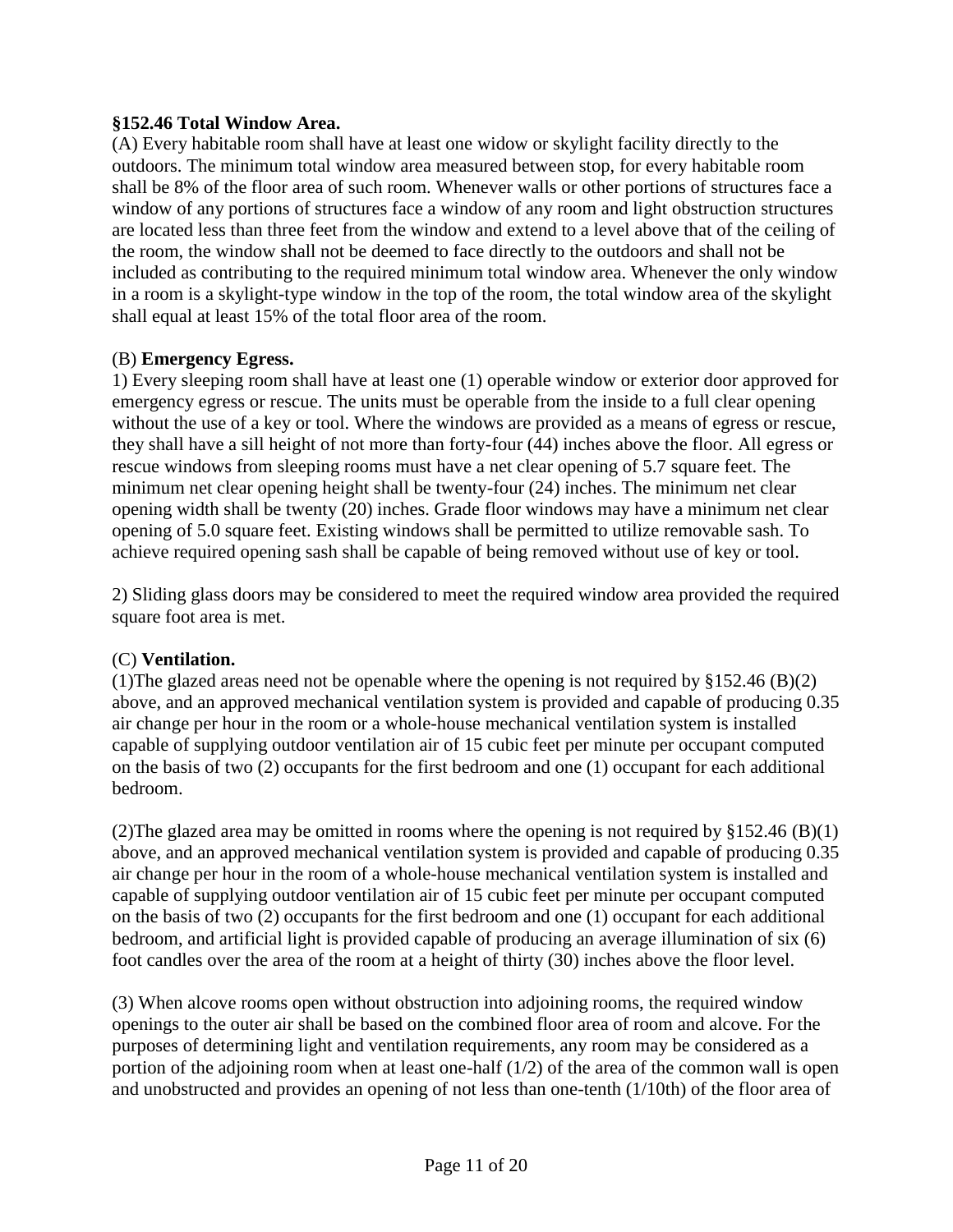**§152.46 Total Window Area.**

(A) Every habitable room shall have at least one widow or skylight facility directly to the outdoors. The minimum total window area measured between stop, for every habitable room shall be 8% of the floor area of such room. Whenever walls or other portions of structures face a window of any portions of structures face a window of any room and light obstruction structures are located less than three feet from the window and extend to a level above that of the ceiling of the room, the window shall not be deemed to face directly to the outdoors and shall not be included as contributing to the required minimum total window area. Whenever the only window in a room is a skylight-type window in the top of the room, the total window area of the skylight shall equal at least 15% of the total floor area of the room.

(B) **Emergency Egress.**

1) Every sleeping room shall have at least one (1) operable window or exterior door approved for emergency egress or rescue. The units must be operable from the inside to a full clear opening without the use of a key or tool. Where the windows are provided as a means of egress or rescue, they shall have a sill height of not more than forty-four (44) inches above the floor. All egress or rescue windows from sleeping rooms must have a net clear opening of 5.7 square feet. The minimum net clear opening height shall be twenty-four (24) inches. The minimum net clear opening width shall be twenty (20) inches. Grade floor windows may have a minimum net clear opening of 5.0 square feet. Existing windows shall be permitted to utilize removable sash. To achieve required opening sash shall be capable of being removed without use of key or tool.

2) Sliding glass doors may be considered to meet the required window area provided the required square foot area is met.

(C) **Ventilation.**

(1)The glazed areas need not be openable where the opening is not required by §152.46 (B)(2) above, and an approved mechanical ventilation system is provided and capable of producing 0.35 air change per hour in the room or a whole-house mechanical ventilation system is installed capable of supplying outdoor ventilation air of 15 cubic feet per minute per occupant computed on the basis of two (2) occupants for the first bedroom and one (1) occupant for each additional bedroom.

(2)The glazed area may be omitted in rooms where the opening is not required by §152.46 (B)(1) above, and an approved mechanical ventilation system is provided and capable of producing 0.35 air change per hour in the room of a whole-house mechanical ventilation system is installed and capable of supplying outdoor ventilation air of 15 cubic feet per minute per occupant computed on the basis of two (2) occupants for the first bedroom and one (1) occupant for each additional bedroom, and artificial light is provided capable of producing an average illumination of six (6) foot candles over the area of the room at a height of thirty (30) inches above the floor level.

(3) When alcove rooms open without obstruction into adjoining rooms, the required window openings to the outer air shall be based on the combined floor area of room and alcove. For the purposes of determining light and ventilation requirements, any room may be considered as a portion of the adjoining room when at least one-half (1/2) of the area of the common wall is open and unobstructed and provides an opening of not less than one-tenth (1/10th) of the floor area of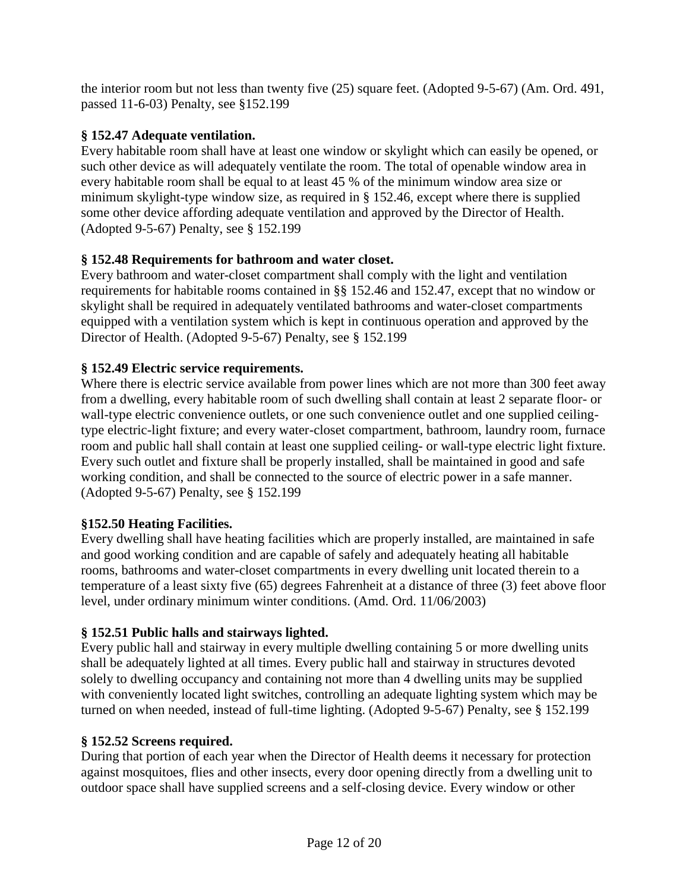the interior room but not less than twenty five (25) square feet. (Adopted 9-5-67) (Am. Ord. 491, passed 11-6-03) Penalty, see §152.199

**§ 152.47 Adequate ventilation.**
Every habitable room shall have at least one window or skylight which can easily be opened, or such other device as will adequately ventilate the room. The total of openable window area in every habitable room shall be equal to at least 45 % of the minimum window area size or minimum skylight-type window size, as required in § 152.46, except where there is supplied some other device affording adequate ventilation and approved by the Director of Health. (Adopted 9-5-67) Penalty, see § 152.199

**§ 152.48 Requirements for bathroom and water closet.**
Every bathroom and water-closet compartment shall comply with the light and ventilation requirements for habitable rooms contained in §§ 152.46 and 152.47, except that no window or skylight shall be required in adequately ventilated bathrooms and water-closet compartments equipped with a ventilation system which is kept in continuous operation and approved by the Director of Health. (Adopted 9-5-67) Penalty, see § 152.199

**§ 152.49 Electric service requirements.**
Where there is electric service available from power lines which are not more than 300 feet away from a dwelling, every habitable room of such dwelling shall contain at least 2 separate floor- or wall-type electric convenience outlets, or one such convenience outlet and one supplied ceiling-type electric-light fixture; and every water-closet compartment, bathroom, laundry room, furnace room and public hall shall contain at least one supplied ceiling- or wall-type electric light fixture. Every such outlet and fixture shall be properly installed, shall be maintained in good and safe working condition, and shall be connected to the source of electric power in a safe manner. (Adopted 9-5-67) Penalty, see § 152.199

**§152.50 Heating Facilities.**
Every dwelling shall have heating facilities which are properly installed, are maintained in safe and good working condition and are capable of safely and adequately heating all habitable rooms, bathrooms and water-closet compartments in every dwelling unit located therein to a temperature of a least sixty five (65) degrees Fahrenheit at a distance of three (3) feet above floor level, under ordinary minimum winter conditions. (Amd. Ord. 11/06/2003)

**§ 152.51 Public halls and stairways lighted.**
Every public hall and stairway in every multiple dwelling containing 5 or more dwelling units shall be adequately lighted at all times. Every public hall and stairway in structures devoted solely to dwelling occupancy and containing not more than 4 dwelling units may be supplied with conveniently located light switches, controlling an adequate lighting system which may be turned on when needed, instead of full-time lighting. (Adopted 9-5-67) Penalty, see § 152.199

**§ 152.52 Screens required.**
During that portion of each year when the Director of Health deems it necessary for protection against mosquitoes, flies and other insects, every door opening directly from a dwelling unit to outdoor space shall have supplied screens and a self-closing device. Every window or other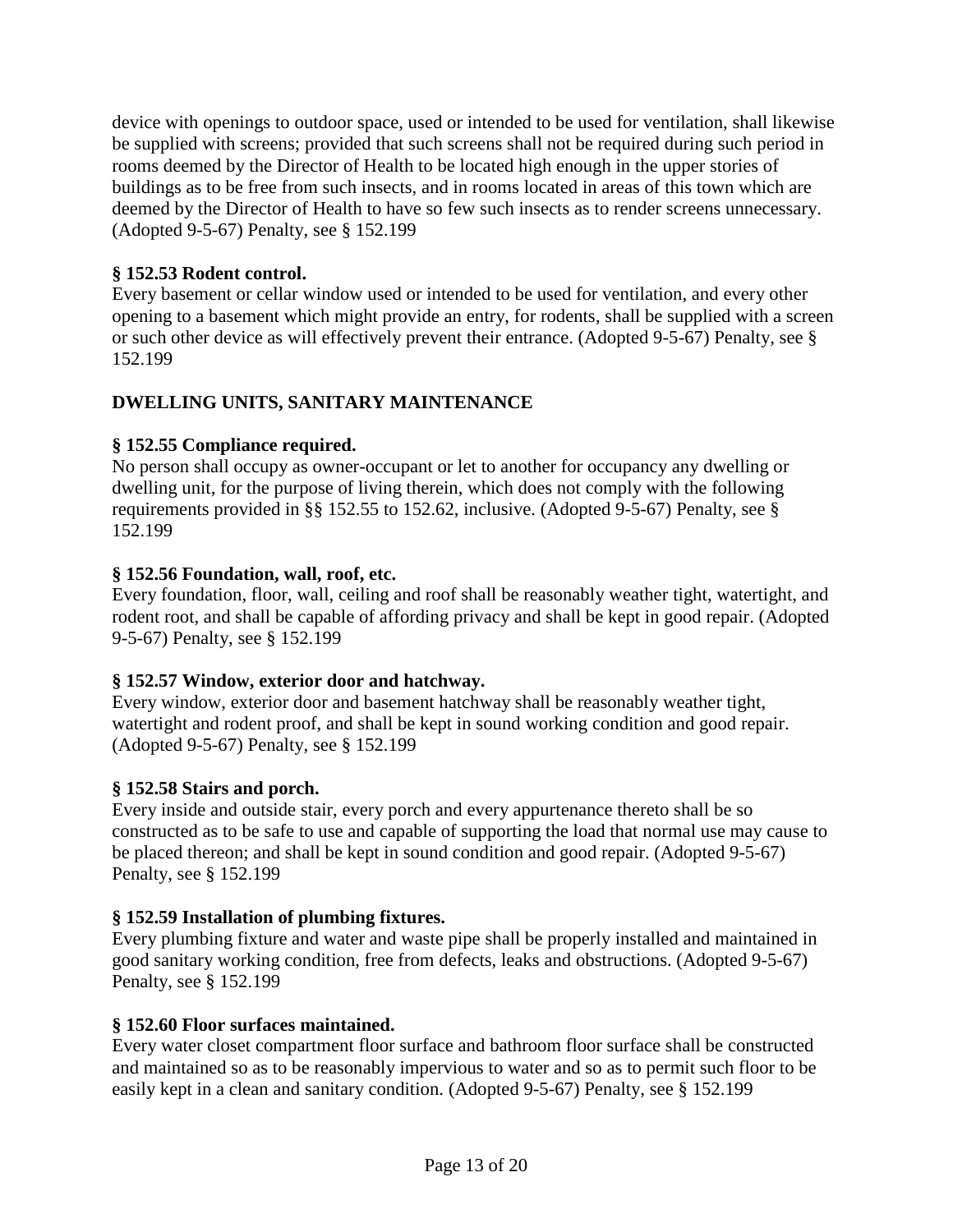device with openings to outdoor space, used or intended to be used for ventilation, shall likewise be supplied with screens; provided that such screens shall not be required during such period in rooms deemed by the Director of Health to be located high enough in the upper stories of buildings as to be free from such insects, and in rooms located in areas of this town which are deemed by the Director of Health to have so few such insects as to render screens unnecessary. (Adopted 9-5-67) Penalty, see § 152.199

**§ 152.53 Rodent control.**
Every basement or cellar window used or intended to be used for ventilation, and every other opening to a basement which might provide an entry, for rodents, shall be supplied with a screen or such other device as will effectively prevent their entrance. (Adopted 9-5-67) Penalty, see § 152.199

**DWELLING UNITS, SANITARY MAINTENANCE**

**§ 152.55 Compliance required.**
No person shall occupy as owner-occupant or let to another for occupancy any dwelling or dwelling unit, for the purpose of living therein, which does not comply with the following requirements provided in §§ 152.55 to 152.62, inclusive. (Adopted 9-5-67) Penalty, see § 152.199

**§ 152.56 Foundation, wall, roof, etc.**
Every foundation, floor, wall, ceiling and roof shall be reasonably weather tight, watertight, and rodent root, and shall be capable of affording privacy and shall be kept in good repair. (Adopted 9-5-67) Penalty, see § 152.199

**§ 152.57 Window, exterior door and hatchway.**
Every window, exterior door and basement hatchway shall be reasonably weather tight, watertight and rodent proof, and shall be kept in sound working condition and good repair. (Adopted 9-5-67) Penalty, see § 152.199

**§ 152.58 Stairs and porch.**
Every inside and outside stair, every porch and every appurtenance thereto shall be so constructed as to be safe to use and capable of supporting the load that normal use may cause to be placed thereon; and shall be kept in sound condition and good repair. (Adopted 9-5-67) Penalty, see § 152.199

**§ 152.59 Installation of plumbing fixtures.**
Every plumbing fixture and water and waste pipe shall be properly installed and maintained in good sanitary working condition, free from defects, leaks and obstructions. (Adopted 9-5-67) Penalty, see § 152.199

**§ 152.60 Floor surfaces maintained.**
Every water closet compartment floor surface and bathroom floor surface shall be constructed and maintained so as to be reasonably impervious to water and so as to permit such floor to be easily kept in a clean and sanitary condition. (Adopted 9-5-67) Penalty, see § 152.199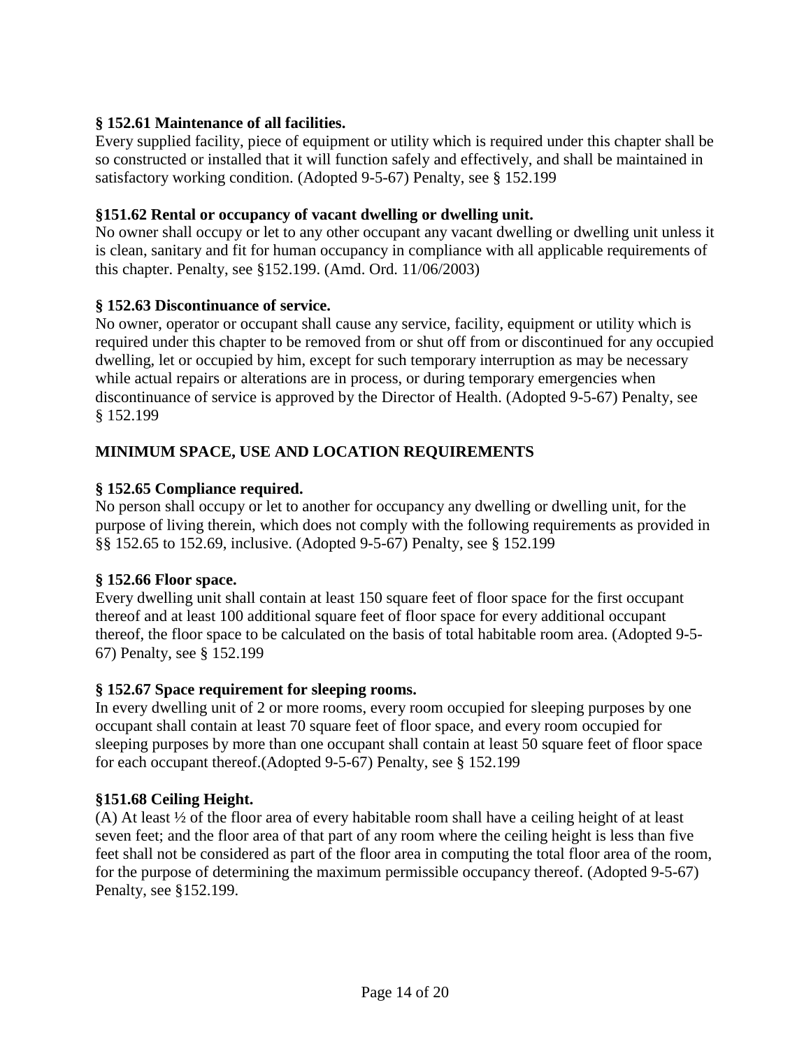**§ 152.61 Maintenance of all facilities.**
Every supplied facility, piece of equipment or utility which is required under this chapter shall be so constructed or installed that it will function safely and effectively, and shall be maintained in satisfactory working condition. (Adopted 9-5-67) Penalty, see § 152.199

**§151.62 Rental or occupancy of vacant dwelling or dwelling unit.**
No owner shall occupy or let to any other occupant any vacant dwelling or dwelling unit unless it is clean, sanitary and fit for human occupancy in compliance with all applicable requirements of this chapter. Penalty, see §152.199. (Amd. Ord. 11/06/2003)

**§ 152.63 Discontinuance of service.**
No owner, operator or occupant shall cause any service, facility, equipment or utility which is required under this chapter to be removed from or shut off from or discontinued for any occupied dwelling, let or occupied by him, except for such temporary interruption as may be necessary while actual repairs or alterations are in process, or during temporary emergencies when discontinuance of service is approved by the Director of Health. (Adopted 9-5-67) Penalty, see § 152.199

**MINIMUM SPACE, USE AND LOCATION REQUIREMENTS**

**§ 152.65 Compliance required.**
No person shall occupy or let to another for occupancy any dwelling or dwelling unit, for the purpose of living therein, which does not comply with the following requirements as provided in §§ 152.65 to 152.69, inclusive. (Adopted 9-5-67) Penalty, see § 152.199

**§ 152.66 Floor space.**
Every dwelling unit shall contain at least 150 square feet of floor space for the first occupant thereof and at least 100 additional square feet of floor space for every additional occupant thereof, the floor space to be calculated on the basis of total habitable room area. (Adopted 9-5-67) Penalty, see § 152.199

**§ 152.67 Space requirement for sleeping rooms.**
In every dwelling unit of 2 or more rooms, every room occupied for sleeping purposes by one occupant shall contain at least 70 square feet of floor space, and every room occupied for sleeping purposes by more than one occupant shall contain at least 50 square feet of floor space for each occupant thereof.(Adopted 9-5-67) Penalty, see § 152.199

**§151.68 Ceiling Height.**
(A) At least ½ of the floor area of every habitable room shall have a ceiling height of at least seven feet; and the floor area of that part of any room where the ceiling height is less than five feet shall not be considered as part of the floor area in computing the total floor area of the room, for the purpose of determining the maximum permissible occupancy thereof. (Adopted 9-5-67) Penalty, see §152.199.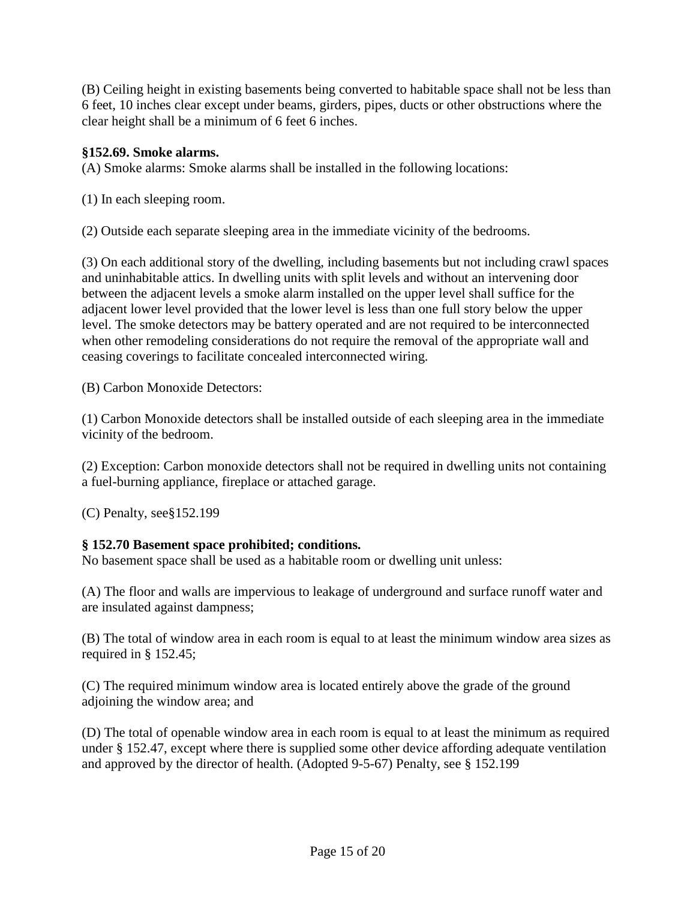(B) Ceiling height in existing basements being converted to habitable space shall not be less than 6 feet, 10 inches clear except under beams, girders, pipes, ducts or other obstructions where the clear height shall be a minimum of 6 feet 6 inches.

**§152.69. Smoke alarms.**
(A) Smoke alarms: Smoke alarms shall be installed in the following locations:

(1) In each sleeping room.

(2) Outside each separate sleeping area in the immediate vicinity of the bedrooms.

(3) On each additional story of the dwelling, including basements but not including crawl spaces and uninhabitable attics. In dwelling units with split levels and without an intervening door between the adjacent levels a smoke alarm installed on the upper level shall suffice for the adjacent lower level provided that the lower level is less than one full story below the upper level. The smoke detectors may be battery operated and are not required to be interconnected when other remodeling considerations do not require the removal of the appropriate wall and ceasing coverings to facilitate concealed interconnected wiring.

(B) Carbon Monoxide Detectors:

(1) Carbon Monoxide detectors shall be installed outside of each sleeping area in the immediate vicinity of the bedroom.

(2) Exception: Carbon monoxide detectors shall not be required in dwelling units not containing a fuel-burning appliance, fireplace or attached garage.

(C) Penalty, see§152.199

**§ 152.70 Basement space prohibited; conditions.**
No basement space shall be used as a habitable room or dwelling unit unless:

(A) The floor and walls are impervious to leakage of underground and surface runoff water and are insulated against dampness;

(B) The total of window area in each room is equal to at least the minimum window area sizes as required in § 152.45;

(C) The required minimum window area is located entirely above the grade of the ground adjoining the window area; and

(D) The total of openable window area in each room is equal to at least the minimum as required under § 152.47, except where there is supplied some other device affording adequate ventilation and approved by the director of health. (Adopted 9-5-67) Penalty, see § 152.199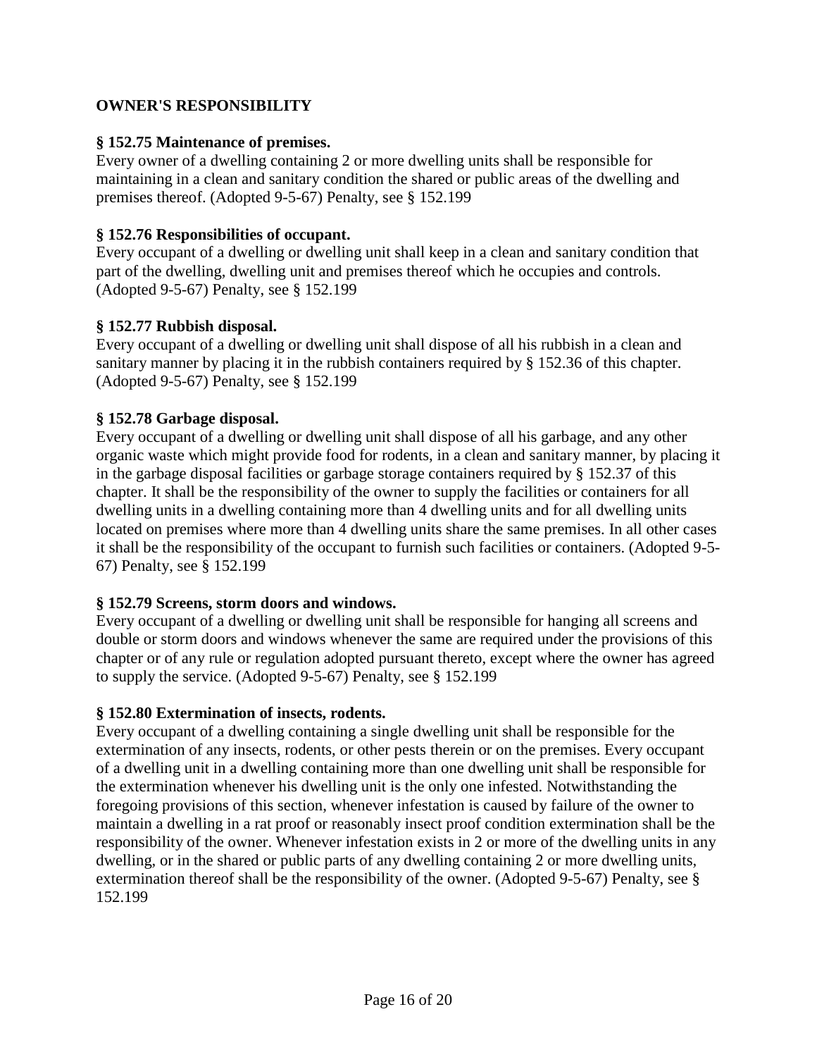**OWNER'S RESPONSIBILITY**

**§ 152.75 Maintenance of premises.**
Every owner of a dwelling containing 2 or more dwelling units shall be responsible for maintaining in a clean and sanitary condition the shared or public areas of the dwelling and premises thereof. (Adopted 9-5-67) Penalty, see § 152.199

**§ 152.76 Responsibilities of occupant.**
Every occupant of a dwelling or dwelling unit shall keep in a clean and sanitary condition that part of the dwelling, dwelling unit and premises thereof which he occupies and controls. (Adopted 9-5-67) Penalty, see § 152.199

**§ 152.77 Rubbish disposal.**
Every occupant of a dwelling or dwelling unit shall dispose of all his rubbish in a clean and sanitary manner by placing it in the rubbish containers required by § 152.36 of this chapter. (Adopted 9-5-67) Penalty, see § 152.199

**§ 152.78 Garbage disposal.**
Every occupant of a dwelling or dwelling unit shall dispose of all his garbage, and any other organic waste which might provide food for rodents, in a clean and sanitary manner, by placing it in the garbage disposal facilities or garbage storage containers required by § 152.37 of this chapter. It shall be the responsibility of the owner to supply the facilities or containers for all dwelling units in a dwelling containing more than 4 dwelling units and for all dwelling units located on premises where more than 4 dwelling units share the same premises. In all other cases it shall be the responsibility of the occupant to furnish such facilities or containers. (Adopted 9-5-67) Penalty, see § 152.199

**§ 152.79 Screens, storm doors and windows.**
Every occupant of a dwelling or dwelling unit shall be responsible for hanging all screens and double or storm doors and windows whenever the same are required under the provisions of this chapter or of any rule or regulation adopted pursuant thereto, except where the owner has agreed to supply the service. (Adopted 9-5-67) Penalty, see § 152.199

**§ 152.80 Extermination of insects, rodents.**
Every occupant of a dwelling containing a single dwelling unit shall be responsible for the extermination of any insects, rodents, or other pests therein or on the premises. Every occupant of a dwelling unit in a dwelling containing more than one dwelling unit shall be responsible for the extermination whenever his dwelling unit is the only one infested. Notwithstanding the foregoing provisions of this section, whenever infestation is caused by failure of the owner to maintain a dwelling in a rat proof or reasonably insect proof condition extermination shall be the responsibility of the owner. Whenever infestation exists in 2 or more of the dwelling units in any dwelling, or in the shared or public parts of any dwelling containing 2 or more dwelling units, extermination thereof shall be the responsibility of the owner. (Adopted 9-5-67) Penalty, see § 152.199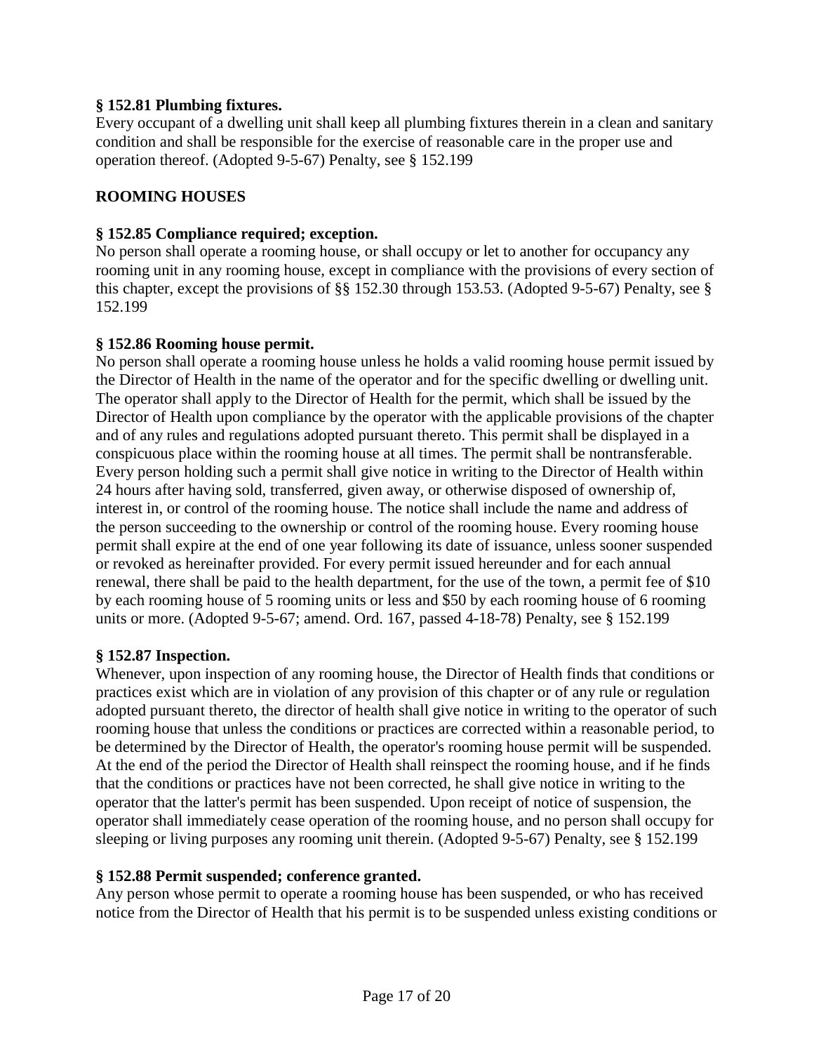**§ 152.81 Plumbing fixtures.**
Every occupant of a dwelling unit shall keep all plumbing fixtures therein in a clean and sanitary condition and shall be responsible for the exercise of reasonable care in the proper use and operation thereof. (Adopted 9-5-67) Penalty, see § 152.199

**ROOMING HOUSES**

**§ 152.85 Compliance required; exception.**
No person shall operate a rooming house, or shall occupy or let to another for occupancy any rooming unit in any rooming house, except in compliance with the provisions of every section of this chapter, except the provisions of §§ 152.30 through 153.53. (Adopted 9-5-67) Penalty, see § 152.199

**§ 152.86 Rooming house permit.**
No person shall operate a rooming house unless he holds a valid rooming house permit issued by the Director of Health in the name of the operator and for the specific dwelling or dwelling unit. The operator shall apply to the Director of Health for the permit, which shall be issued by the Director of Health upon compliance by the operator with the applicable provisions of the chapter and of any rules and regulations adopted pursuant thereto. This permit shall be displayed in a conspicuous place within the rooming house at all times. The permit shall be nontransferable. Every person holding such a permit shall give notice in writing to the Director of Health within 24 hours after having sold, transferred, given away, or otherwise disposed of ownership of, interest in, or control of the rooming house. The notice shall include the name and address of the person succeeding to the ownership or control of the rooming house. Every rooming house permit shall expire at the end of one year following its date of issuance, unless sooner suspended or revoked as hereinafter provided. For every permit issued hereunder and for each annual renewal, there shall be paid to the health department, for the use of the town, a permit fee of $10 by each rooming house of 5 rooming units or less and $50 by each rooming house of 6 rooming units or more. (Adopted 9-5-67; amend. Ord. 167, passed 4-18-78) Penalty, see § 152.199

**§ 152.87 Inspection.**
Whenever, upon inspection of any rooming house, the Director of Health finds that conditions or practices exist which are in violation of any provision of this chapter or of any rule or regulation adopted pursuant thereto, the director of health shall give notice in writing to the operator of such rooming house that unless the conditions or practices are corrected within a reasonable period, to be determined by the Director of Health, the operator's rooming house permit will be suspended. At the end of the period the Director of Health shall reinspect the rooming house, and if he finds that the conditions or practices have not been corrected, he shall give notice in writing to the operator that the latter's permit has been suspended. Upon receipt of notice of suspension, the operator shall immediately cease operation of the rooming house, and no person shall occupy for sleeping or living purposes any rooming unit therein. (Adopted 9-5-67) Penalty, see § 152.199

**§ 152.88 Permit suspended; conference granted.**
Any person whose permit to operate a rooming house has been suspended, or who has received notice from the Director of Health that his permit is to be suspended unless existing conditions or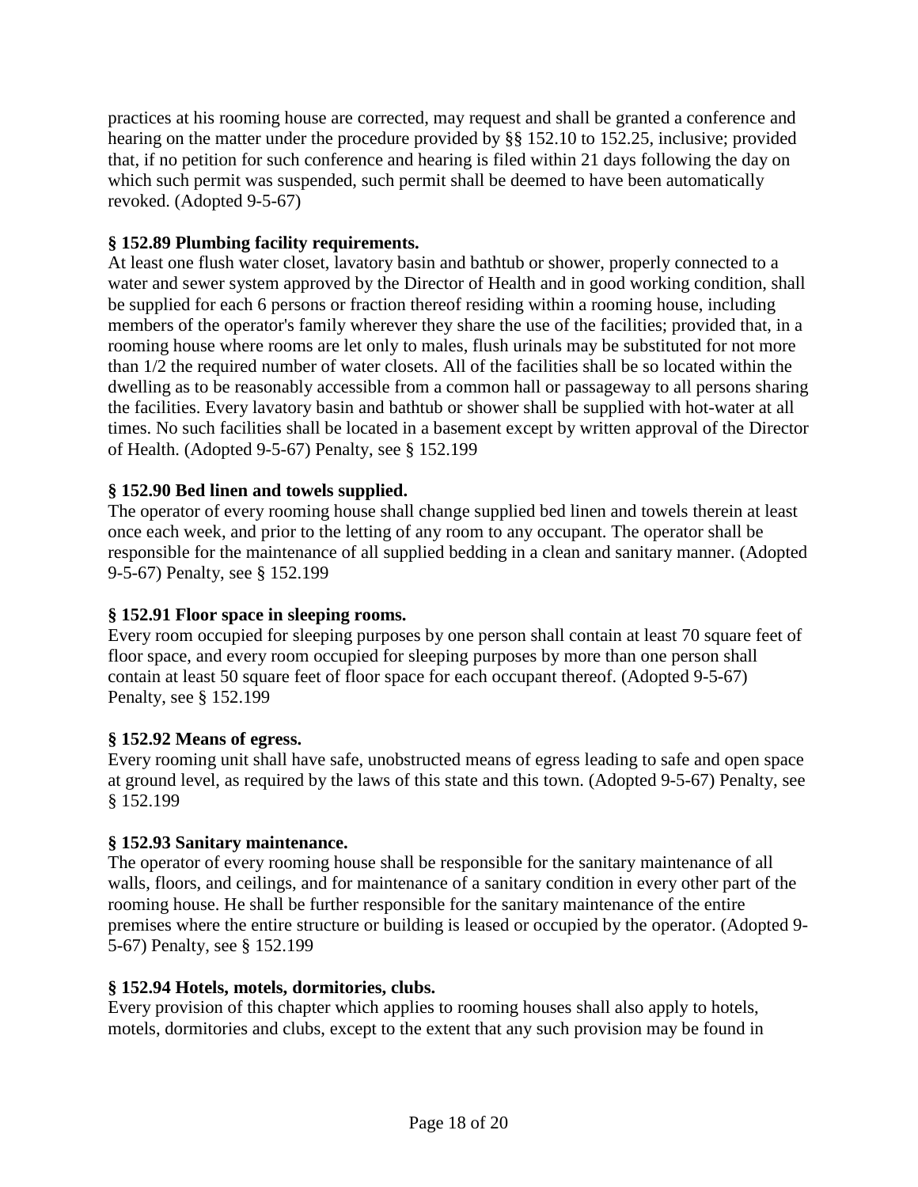practices at his rooming house are corrected, may request and shall be granted a conference and hearing on the matter under the procedure provided by §§ 152.10 to 152.25, inclusive; provided that, if no petition for such conference and hearing is filed within 21 days following the day on which such permit was suspended, such permit shall be deemed to have been automatically revoked. (Adopted 9-5-67)

**§ 152.89 Plumbing facility requirements.**
At least one flush water closet, lavatory basin and bathtub or shower, properly connected to a water and sewer system approved by the Director of Health and in good working condition, shall be supplied for each 6 persons or fraction thereof residing within a rooming house, including members of the operator's family wherever they share the use of the facilities; provided that, in a rooming house where rooms are let only to males, flush urinals may be substituted for not more than 1/2 the required number of water closets. All of the facilities shall be so located within the dwelling as to be reasonably accessible from a common hall or passageway to all persons sharing the facilities. Every lavatory basin and bathtub or shower shall be supplied with hot-water at all times. No such facilities shall be located in a basement except by written approval of the Director of Health. (Adopted 9-5-67) Penalty, see § 152.199

**§ 152.90 Bed linen and towels supplied.**
The operator of every rooming house shall change supplied bed linen and towels therein at least once each week, and prior to the letting of any room to any occupant. The operator shall be responsible for the maintenance of all supplied bedding in a clean and sanitary manner. (Adopted 9-5-67) Penalty, see § 152.199

**§ 152.91 Floor space in sleeping rooms.**
Every room occupied for sleeping purposes by one person shall contain at least 70 square feet of floor space, and every room occupied for sleeping purposes by more than one person shall contain at least 50 square feet of floor space for each occupant thereof. (Adopted 9-5-67) Penalty, see § 152.199

**§ 152.92 Means of egress.**
Every rooming unit shall have safe, unobstructed means of egress leading to safe and open space at ground level, as required by the laws of this state and this town. (Adopted 9-5-67) Penalty, see § 152.199

**§ 152.93 Sanitary maintenance.**
The operator of every rooming house shall be responsible for the sanitary maintenance of all walls, floors, and ceilings, and for maintenance of a sanitary condition in every other part of the rooming house. He shall be further responsible for the sanitary maintenance of the entire premises where the entire structure or building is leased or occupied by the operator. (Adopted 9-5-67) Penalty, see § 152.199

**§ 152.94 Hotels, motels, dormitories, clubs.**
Every provision of this chapter which applies to rooming houses shall also apply to hotels, motels, dormitories and clubs, except to the extent that any such provision may be found in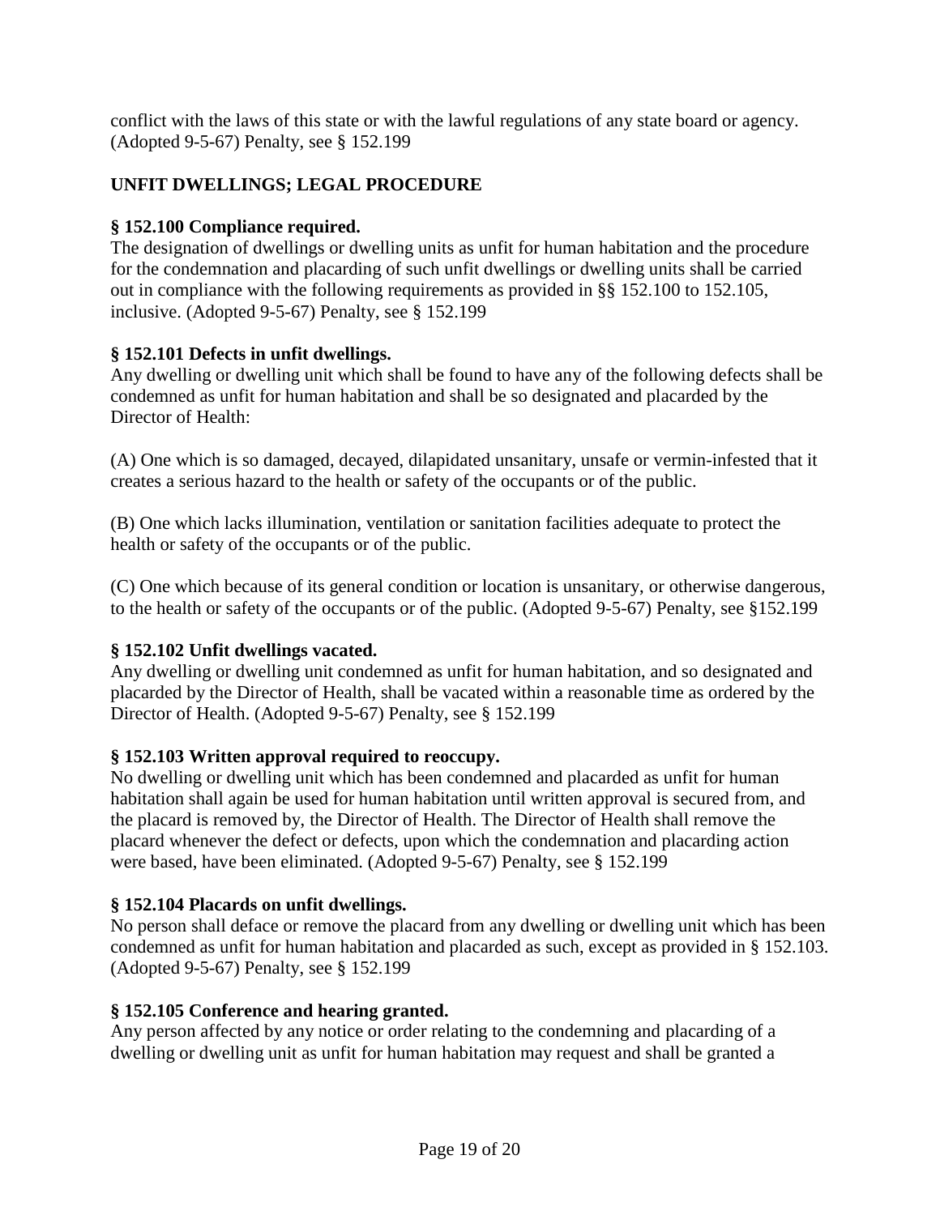conflict with the laws of this state or with the lawful regulations of any state board or agency. (Adopted 9-5-67) Penalty, see § 152.199

**UNFIT DWELLINGS; LEGAL PROCEDURE**

**§ 152.100 Compliance required.**
The designation of dwellings or dwelling units as unfit for human habitation and the procedure for the condemnation and placarding of such unfit dwellings or dwelling units shall be carried out in compliance with the following requirements as provided in §§ 152.100 to 152.105, inclusive. (Adopted 9-5-67) Penalty, see § 152.199

**§ 152.101 Defects in unfit dwellings.**
Any dwelling or dwelling unit which shall be found to have any of the following defects shall be condemned as unfit for human habitation and shall be so designated and placarded by the Director of Health:

(A) One which is so damaged, decayed, dilapidated unsanitary, unsafe or vermin-infested that it creates a serious hazard to the health or safety of the occupants or of the public.

(B) One which lacks illumination, ventilation or sanitation facilities adequate to protect the health or safety of the occupants or of the public.

(C) One which because of its general condition or location is unsanitary, or otherwise dangerous, to the health or safety of the occupants or of the public. (Adopted 9-5-67) Penalty, see §152.199

**§ 152.102 Unfit dwellings vacated.**
Any dwelling or dwelling unit condemned as unfit for human habitation, and so designated and placarded by the Director of Health, shall be vacated within a reasonable time as ordered by the Director of Health. (Adopted 9-5-67) Penalty, see § 152.199

**§ 152.103 Written approval required to reoccupy.**
No dwelling or dwelling unit which has been condemned and placarded as unfit for human habitation shall again be used for human habitation until written approval is secured from, and the placard is removed by, the Director of Health. The Director of Health shall remove the placard whenever the defect or defects, upon which the condemnation and placarding action were based, have been eliminated. (Adopted 9-5-67) Penalty, see § 152.199

**§ 152.104 Placards on unfit dwellings.**
No person shall deface or remove the placard from any dwelling or dwelling unit which has been condemned as unfit for human habitation and placarded as such, except as provided in § 152.103. (Adopted 9-5-67) Penalty, see § 152.199

**§ 152.105 Conference and hearing granted.**
Any person affected by any notice or order relating to the condemning and placarding of a dwelling or dwelling unit as unfit for human habitation may request and shall be granted a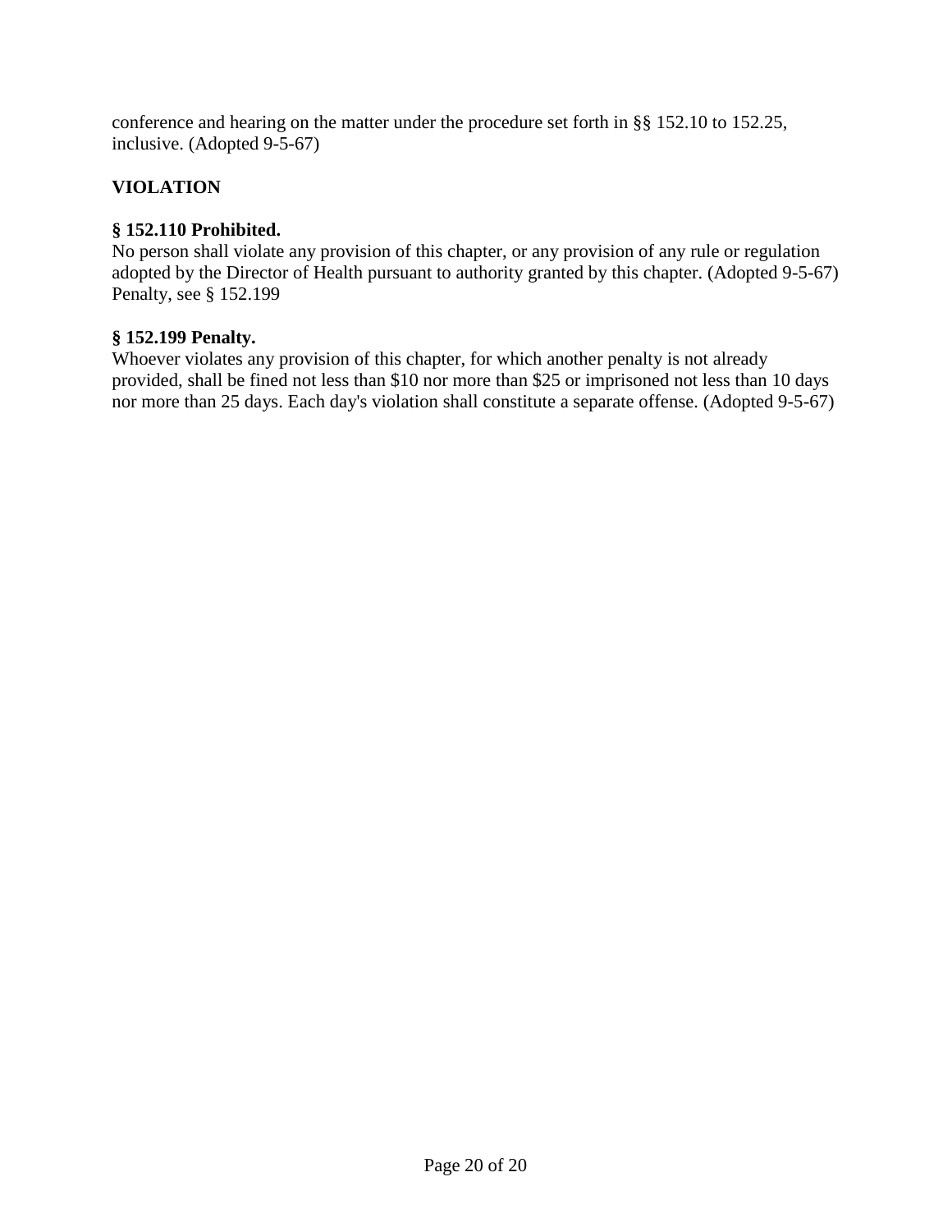conference and hearing on the matter under the procedure set forth in §§ 152.10 to 152.25, inclusive. (Adopted 9-5-67)

## VIOLATION

### § 152.110 Prohibited.

No person shall violate any provision of this chapter, or any provision of any rule or regulation adopted by the Director of Health pursuant to authority granted by this chapter. (Adopted 9-5-67) Penalty, see § 152.199

### § 152.199 Penalty.

Whoever violates any provision of this chapter, for which another penalty is not already provided, shall be fined not less than $10 nor more than $25 or imprisoned not less than 10 days nor more than 25 days. Each day's violation shall constitute a separate offense. (Adopted 9-5-67)